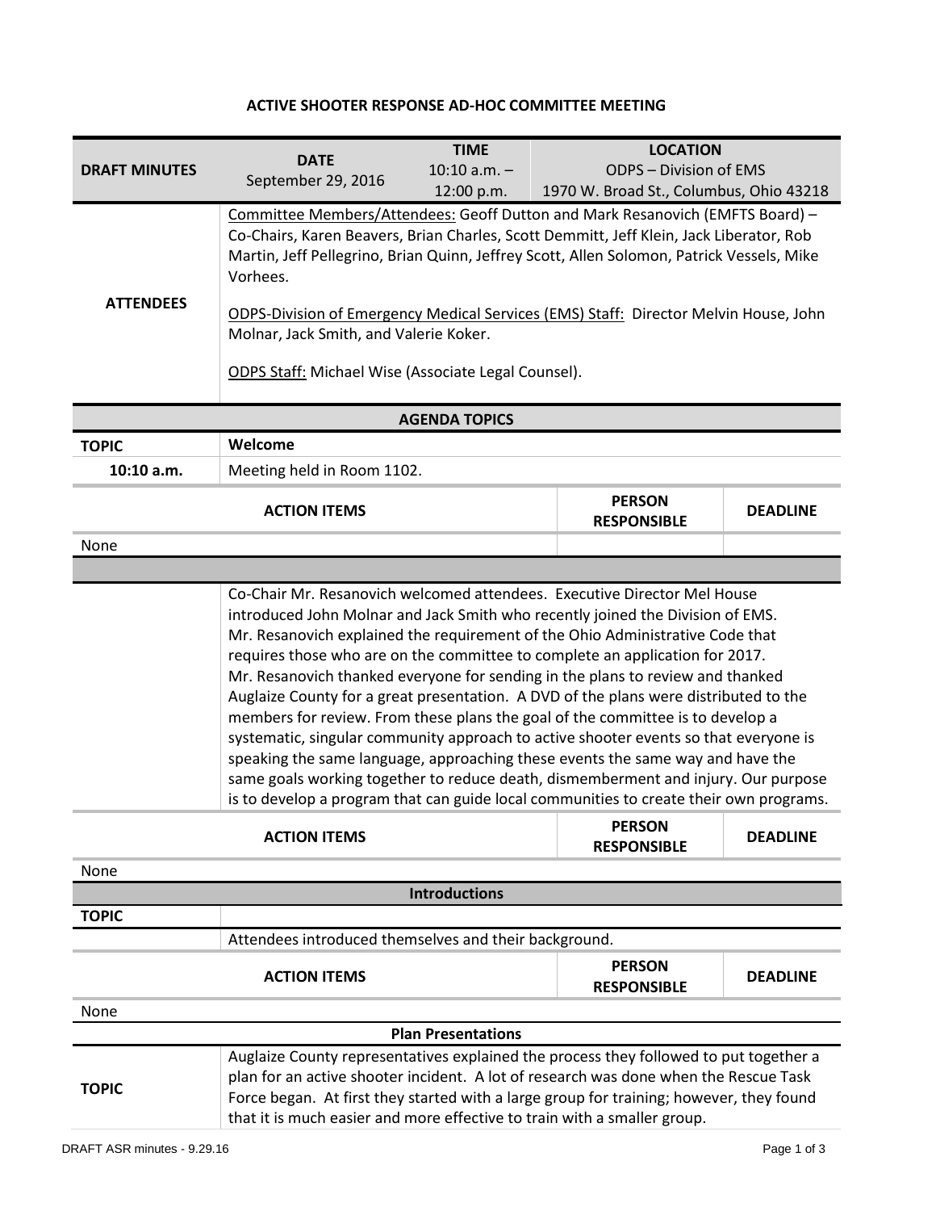# ACTIVE SHOOTER RESPONSE AD-HOC COMMITTEE MEETING

| DRAFT MINUTES | DATE | TIME | LOCATION |
|---|---|---|---|
| | September 29, 2016 | 10:10 a.m. – 12:00 p.m. | ODPS – Division of EMS<br>1970 W. Broad St., Columbus, Ohio 43218 |

**ATTENDEES**

Committee Members/Attendees: Geoff Dutton and Mark Resanovich (EMFTS Board) – Co-Chairs, Karen Beavers, Brian Charles, Scott Demmitt, Jeff Klein, Jack Liberator, Rob Martin, Jeff Pellegrino, Brian Quinn, Jeffrey Scott, Allen Solomon, Patrick Vessels, Mike Vorhees.

ODPS-Division of Emergency Medical Services (EMS) Staff: Director Melvin House, John Molnar, Jack Smith, and Valerie Koker.

ODPS Staff: Michael Wise (Associate Legal Counsel).

## AGENDA TOPICS

**TOPIC:** Welcome

**10:10 a.m.** Meeting held in Room 1102.

| ACTION ITEMS | PERSON RESPONSIBLE | DEADLINE |
|---|---|---|
| None | | |

Co-Chair Mr. Resanovich welcomed attendees. Executive Director Mel House introduced John Molnar and Jack Smith who recently joined the Division of EMS. Mr. Resanovich explained the requirement of the Ohio Administrative Code that requires those who are on the committee to complete an application for 2017. Mr. Resanovich thanked everyone for sending in the plans to review and thanked Auglaize County for a great presentation. A DVD of the plans were distributed to the members for review. From these plans the goal of the committee is to develop a systematic, singular community approach to active shooter events so that everyone is speaking the same language, approaching these events the same way and have the same goals working together to reduce death, dismemberment and injury. Our purpose is to develop a program that can guide local communities to create their own programs.

| ACTION ITEMS | PERSON RESPONSIBLE | DEADLINE |
|---|---|---|
| None | | |

## Introductions

**TOPIC**

Attendees introduced themselves and their background.

| ACTION ITEMS | PERSON RESPONSIBLE | DEADLINE |
|---|---|---|
| None | | |

## Plan Presentations

**TOPIC**

Auglaize County representatives explained the process they followed to put together a plan for an active shooter incident. A lot of research was done when the Rescue Task Force began. At first they started with a large group for training; however, they found that it is much easier and more effective to train with a smaller group.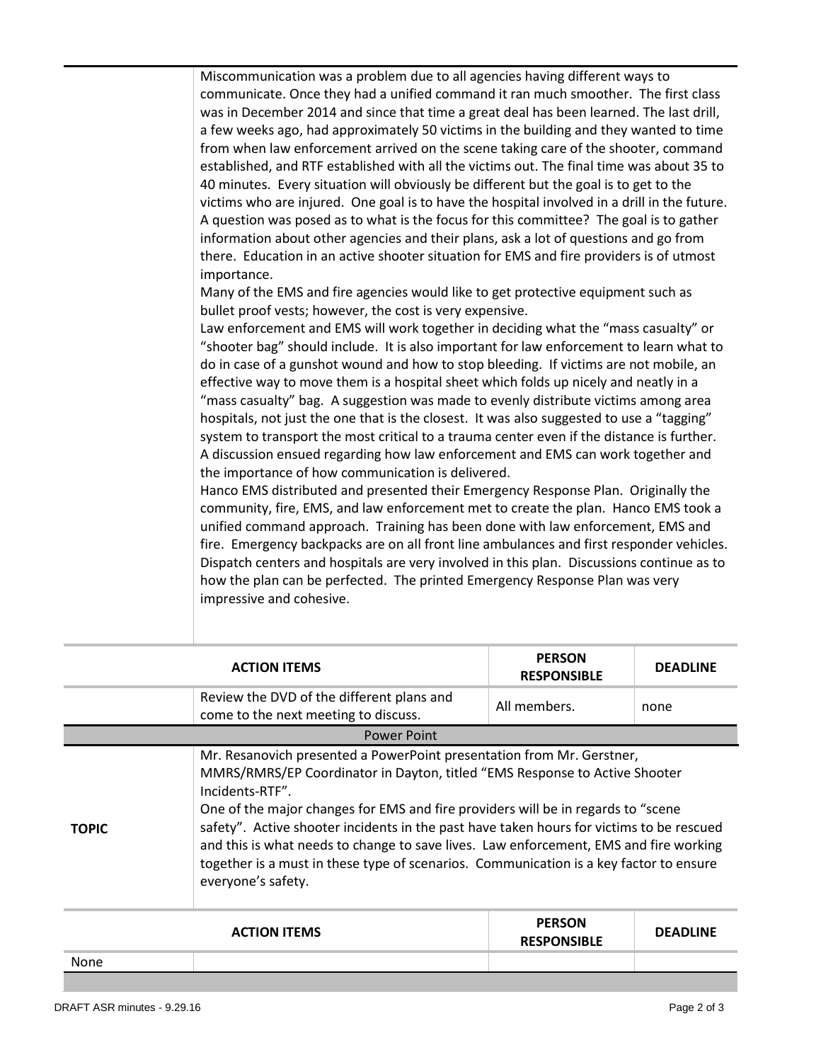Miscommunication was a problem due to all agencies having different ways to communicate. Once they had a unified command it ran much smoother. The first class was in December 2014 and since that time a great deal has been learned. The last drill, a few weeks ago, had approximately 50 victims in the building and they wanted to time from when law enforcement arrived on the scene taking care of the shooter, command established, and RTF established with all the victims out. The final time was about 35 to 40 minutes. Every situation will obviously be different but the goal is to get to the victims who are injured. One goal is to have the hospital involved in a drill in the future. A question was posed as to what is the focus for this committee? The goal is to gather information about other agencies and their plans, ask a lot of questions and go from there. Education in an active shooter situation for EMS and fire providers is of utmost importance.

Many of the EMS and fire agencies would like to get protective equipment such as bullet proof vests; however, the cost is very expensive.

Law enforcement and EMS will work together in deciding what the "mass casualty" or "shooter bag" should include. It is also important for law enforcement to learn what to do in case of a gunshot wound and how to stop bleeding. If victims are not mobile, an effective way to move them is a hospital sheet which folds up nicely and neatly in a "mass casualty" bag. A suggestion was made to evenly distribute victims among area hospitals, not just the one that is the closest. It was also suggested to use a "tagging" system to transport the most critical to a trauma center even if the distance is further. A discussion ensued regarding how law enforcement and EMS can work together and the importance of how communication is delivered.

Hanco EMS distributed and presented their Emergency Response Plan. Originally the community, fire, EMS, and law enforcement met to create the plan. Hanco EMS took a unified command approach. Training has been done with law enforcement, EMS and fire. Emergency backpacks are on all front line ambulances and first responder vehicles. Dispatch centers and hospitals are very involved in this plan. Discussions continue as to how the plan can be perfected. The printed Emergency Response Plan was very impressive and cohesive.

| | ACTION ITEMS | PERSON RESPONSIBLE | DEADLINE |
|---|---|---|---|
| | Review the DVD of the different plans and come to the next meeting to discuss. | All members. | none |

## Power Point

**TOPIC**

Mr. Resanovich presented a PowerPoint presentation from Mr. Gerstner, MMRS/RMRS/EP Coordinator in Dayton, titled "EMS Response to Active Shooter Incidents-RTF".

One of the major changes for EMS and fire providers will be in regards to "scene safety". Active shooter incidents in the past have taken hours for victims to be rescued and this is what needs to change to save lives. Law enforcement, EMS and fire working together is a must in these type of scenarios. Communication is a key factor to ensure everyone's safety.

| | ACTION ITEMS | PERSON RESPONSIBLE | DEADLINE |
|---|---|---|---|
| None | | | |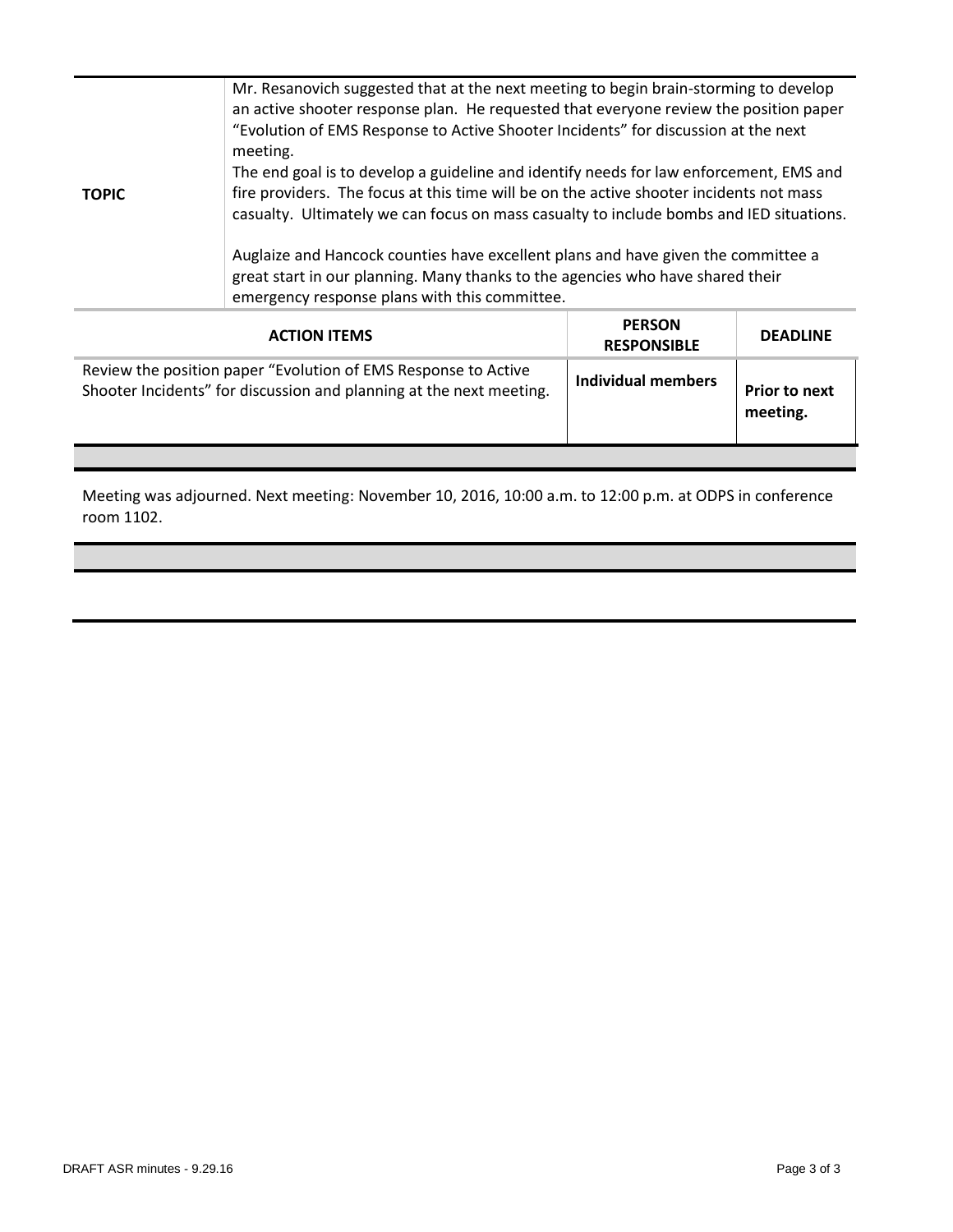| | |
|---|---|
| **TOPIC** | Mr. Resanovich suggested that at the next meeting to begin brain-storming to develop an active shooter response plan. He requested that everyone review the position paper "Evolution of EMS Response to Active Shooter Incidents" for discussion at the next meeting.<br>The end goal is to develop a guideline and identify needs for law enforcement, EMS and fire providers. The focus at this time will be on the active shooter incidents not mass casualty. Ultimately we can focus on mass casualty to include bombs and IED situations.<br><br>Auglaize and Hancock counties have excellent plans and have given the committee a great start in our planning. Many thanks to the agencies who have shared their emergency response plans with this committee. |

| ACTION ITEMS | PERSON RESPONSIBLE | DEADLINE |
|---|---|---|
| Review the position paper "Evolution of EMS Response to Active Shooter Incidents" for discussion and planning at the next meeting. | **Individual members** | **Prior to next meeting.** |

Meeting was adjourned. Next meeting: November 10, 2016, 10:00 a.m. to 12:00 p.m. at ODPS in conference room 1102.